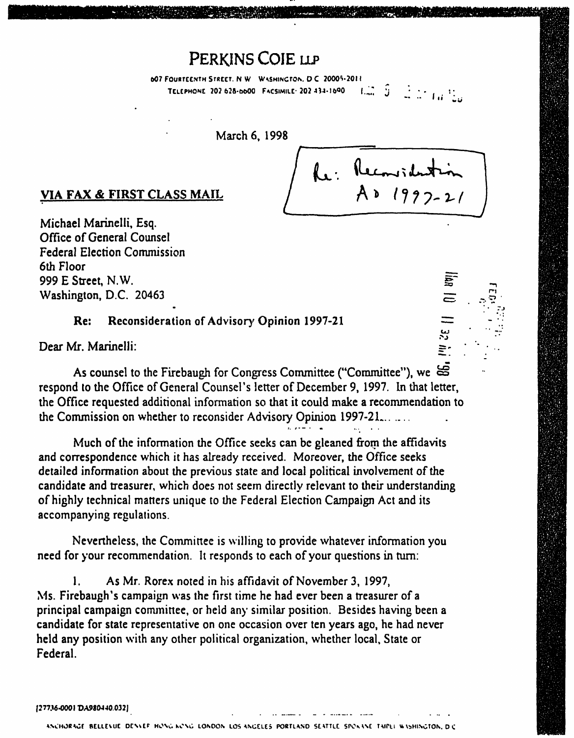# PERKINS COIE LLP

607 FOURTEENTH STREET, N.W. WASHINGTON, D.C. 20005-2011
TELEPHONE 202 628-6600 FACSIMILE 202 434-1690

March 6, 1998

Re: Reconsideration AO 1997-21

**VIA FAX & FIRST CLASS MAIL**

Michael Marinelli, Esq.
Office of General Counsel
Federal Election Commission
6th Floor
999 E Street, N.W.
Washington, D.C. 20463

**Re: Reconsideration of Advisory Opinion 1997-21**

Dear Mr. Marinelli:

As counsel to the Firebaugh for Congress Committee ("Committee"), we respond to the Office of General Counsel's letter of December 9, 1997. In that letter, the Office requested additional information so that it could make a recommendation to the Commission on whether to reconsider Advisory Opinion 1997-21.

Much of the information the Office seeks can be gleaned from the affidavits and correspondence which it has already received. Moreover, the Office seeks detailed information about the previous state and local political involvement of the candidate and treasurer, which does not seem directly relevant to their understanding of highly technical matters unique to the Federal Election Campaign Act and its accompanying regulations.

Nevertheless, the Committee is willing to provide whatever information you need for your recommendation. It responds to each of your questions in turn:

1. As Mr. Rorex noted in his affidavit of November 3, 1997, Ms. Firebaugh's campaign was the first time he had ever been a treasurer of a principal campaign committee, or held any similar position. Besides having been a candidate for state representative on one occasion over ten years ago, he had never held any position with any other political organization, whether local, State or Federal.

[27736-0001 DA980440.032]

ANCHORAGE BELLEVUE DENVER HONG KONG LONDON LOS ANGELES PORTLAND SEATTLE SPOKANE TAIPEI WASHINGTON, D.C.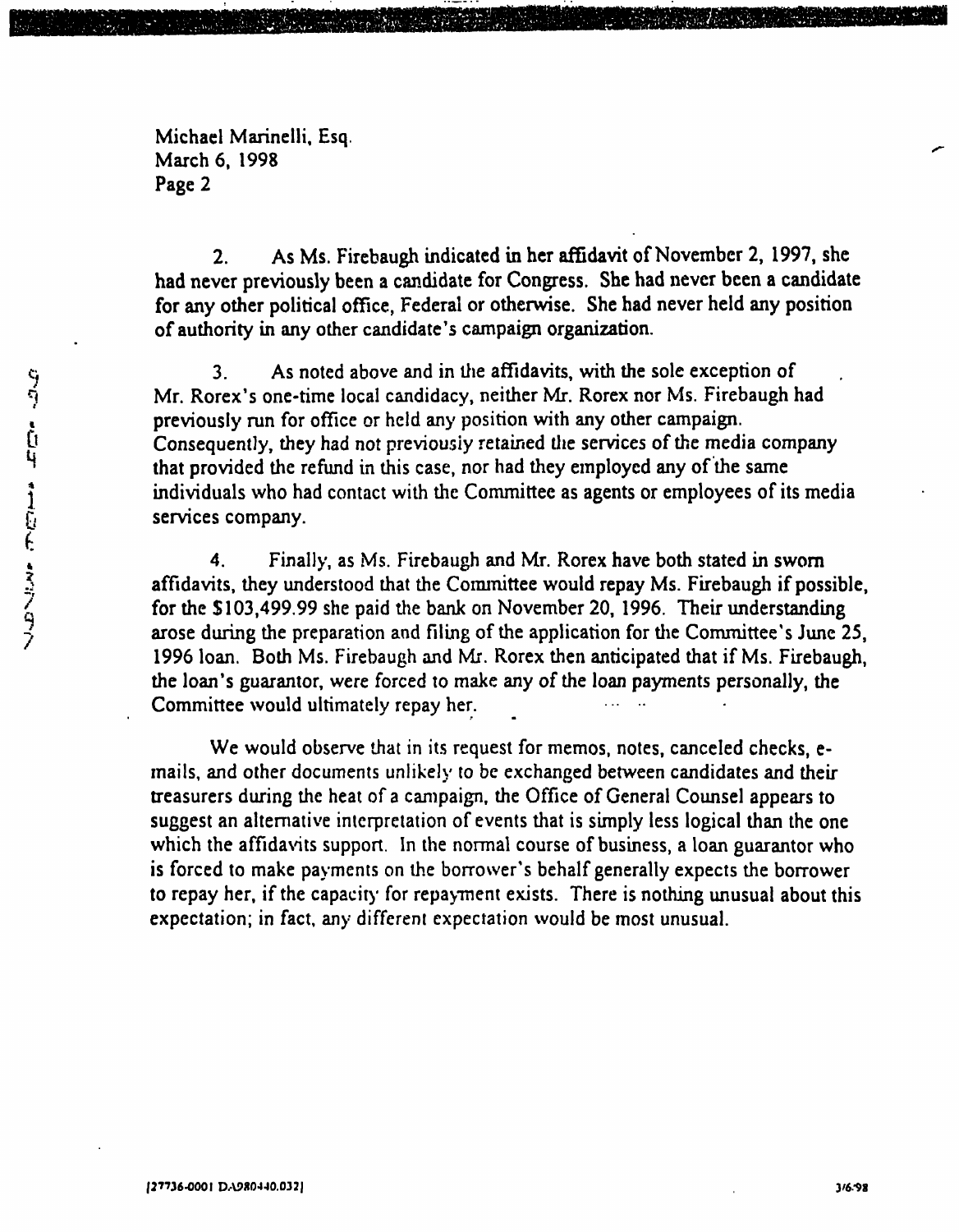Michael Marinelli, Esq.
March 6, 1998
Page 2

2. As Ms. Firebaugh indicated in her affidavit of November 2, 1997, she had never previously been a candidate for Congress. She had never been a candidate for any other political office, Federal or otherwise. She had never held any position of authority in any other candidate's campaign organization.

3. As noted above and in the affidavits, with the sole exception of Mr. Rorex's one-time local candidacy, neither Mr. Rorex nor Ms. Firebaugh had previously run for office or held any position with any other campaign. Consequently, they had not previously retained the services of the media company that provided the refund in this case, nor had they employed any of the same individuals who had contact with the Committee as agents or employees of its media services company.

4. Finally, as Ms. Firebaugh and Mr. Rorex have both stated in sworn affidavits, they understood that the Committee would repay Ms. Firebaugh if possible, for the $103,499.99 she paid the bank on November 20, 1996. Their understanding arose during the preparation and filing of the application for the Committee's June 25, 1996 loan. Both Ms. Firebaugh and Mr. Rorex then anticipated that if Ms. Firebaugh, the loan's guarantor, were forced to make any of the loan payments personally, the Committee would ultimately repay her.

We would observe that in its request for memos, notes, canceled checks, e-mails, and other documents unlikely to be exchanged between candidates and their treasurers during the heat of a campaign, the Office of General Counsel appears to suggest an alternative interpretation of events that is simply less logical than the one which the affidavits support. In the normal course of business, a loan guarantor who is forced to make payments on the borrower's behalf generally expects the borrower to repay her, if the capacity for repayment exists. There is nothing unusual about this expectation; in fact, any different expectation would be most unusual.

[27736-0001 DA980440.032]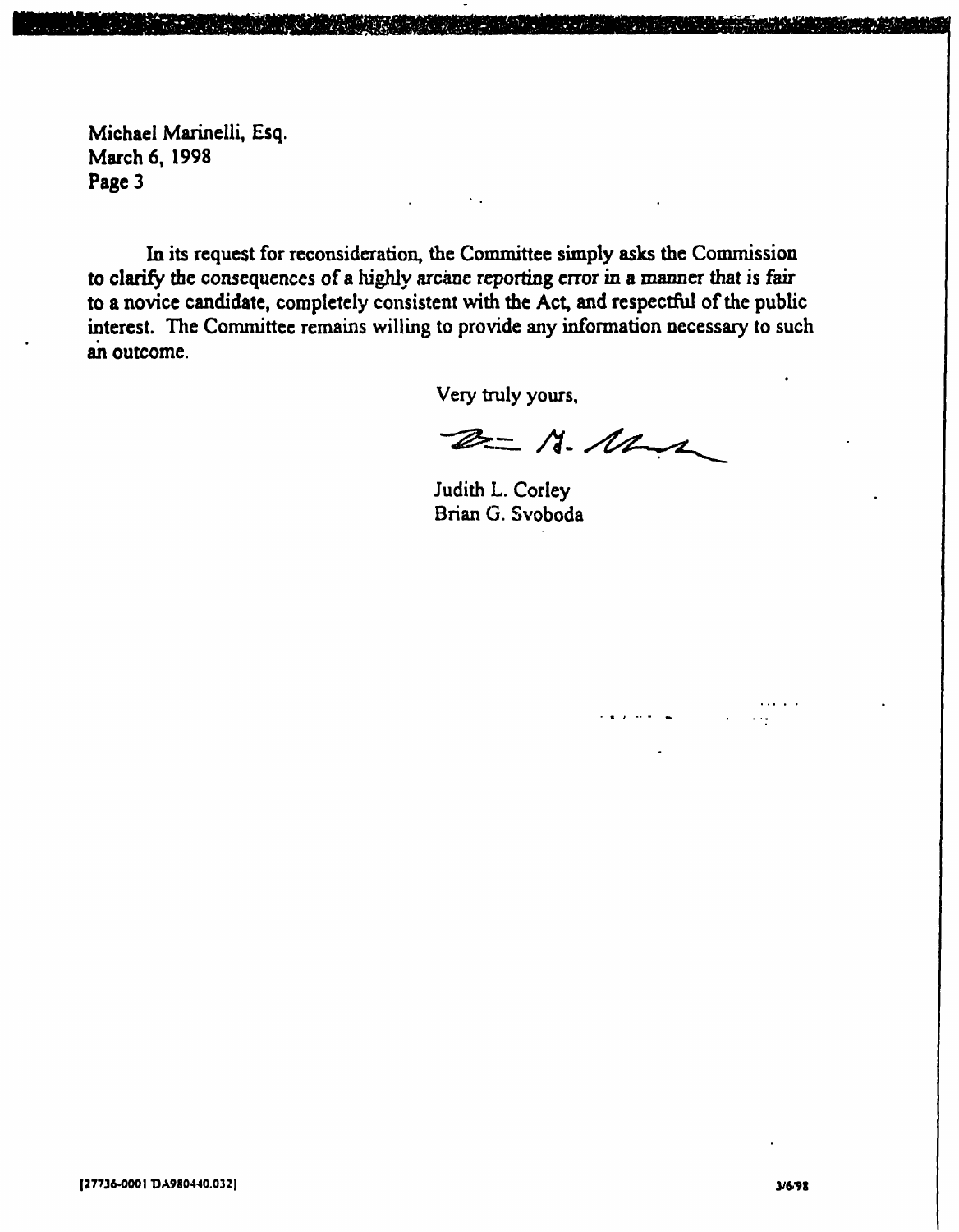Michael Marinelli, Esq.
March 6, 1998
Page 3

In its request for reconsideration, the Committee simply asks the Commission to clarify the consequences of a highly arcane reporting error in a manner that is fair to a novice candidate, completely consistent with the Act, and respectful of the public interest. The Committee remains willing to provide any information necessary to such an outcome.

Very truly yours,

Judith L. Corley
Brian G. Svoboda

[27736-0001 DA980440.032]

3/6/98